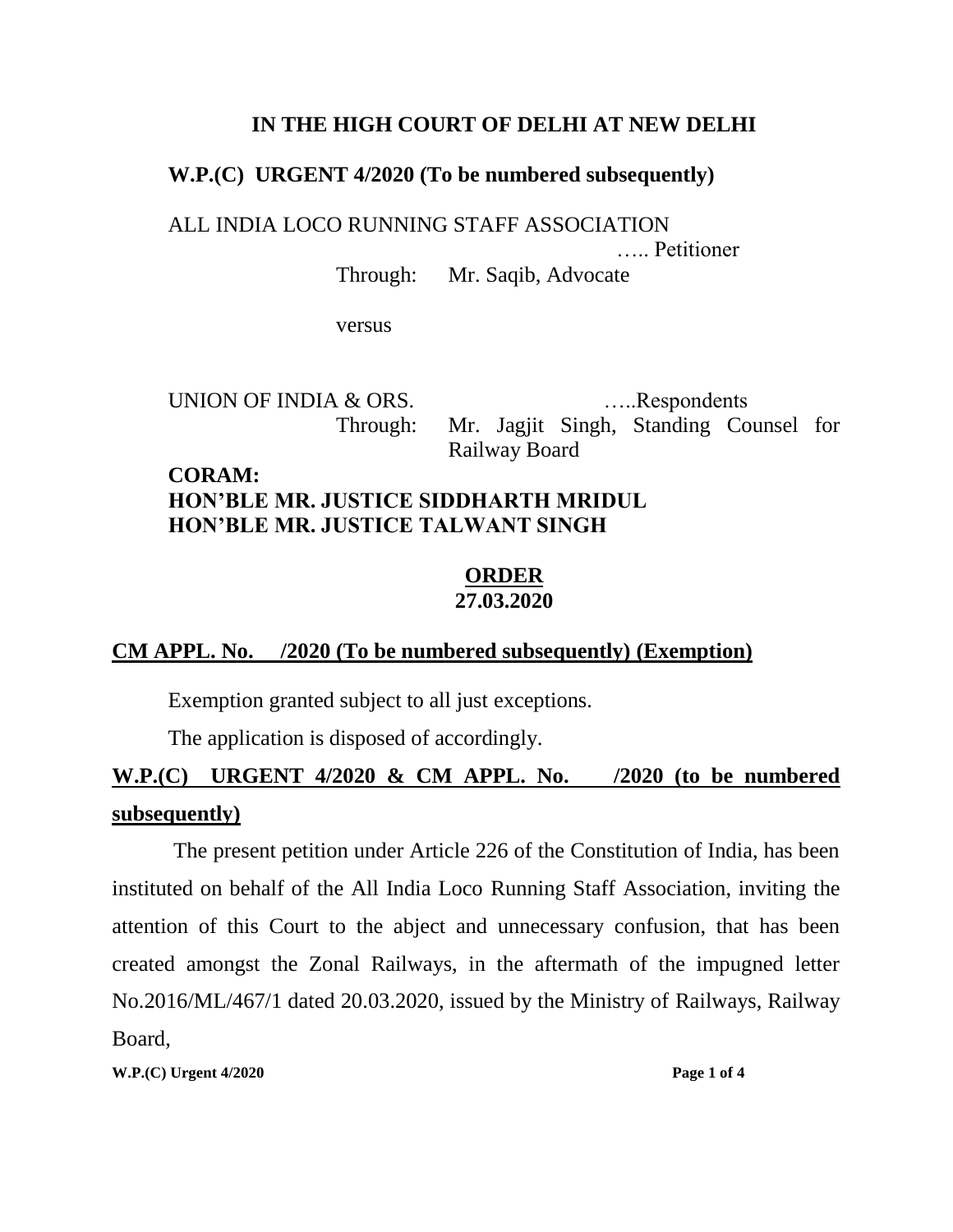# IN THE HIGH COURT OF DELHI AT NEW DELHI

**W.P.(C) URGENT 4/2020 (To be numbered subsequently)**

ALL INDIA LOCO RUNNING STAFF ASSOCIATION
….. Petitioner
Through: Mr. Saqib, Advocate

versus

UNION OF INDIA & ORS. …..Respondents
Through: Mr. Jagjit Singh, Standing Counsel for Railway Board

**CORAM:**
**HON'BLE MR. JUSTICE SIDDHARTH MRIDUL**
**HON'BLE MR. JUSTICE TALWANT SINGH**

**ORDER**
**27.03.2020**

**CM APPL. No. /2020 (To be numbered subsequently) (Exemption)**

Exemption granted subject to all just exceptions.

The application is disposed of accordingly.

**W.P.(C) URGENT 4/2020 & CM APPL. No. /2020 (to be numbered subsequently)**

The present petition under Article 226 of the Constitution of India, has been instituted on behalf of the All India Loco Running Staff Association, inviting the attention of this Court to the abject and unnecessary confusion, that has been created amongst the Zonal Railways, in the aftermath of the impugned letter No.2016/ML/467/1 dated 20.03.2020, issued by the Ministry of Railways, Railway Board,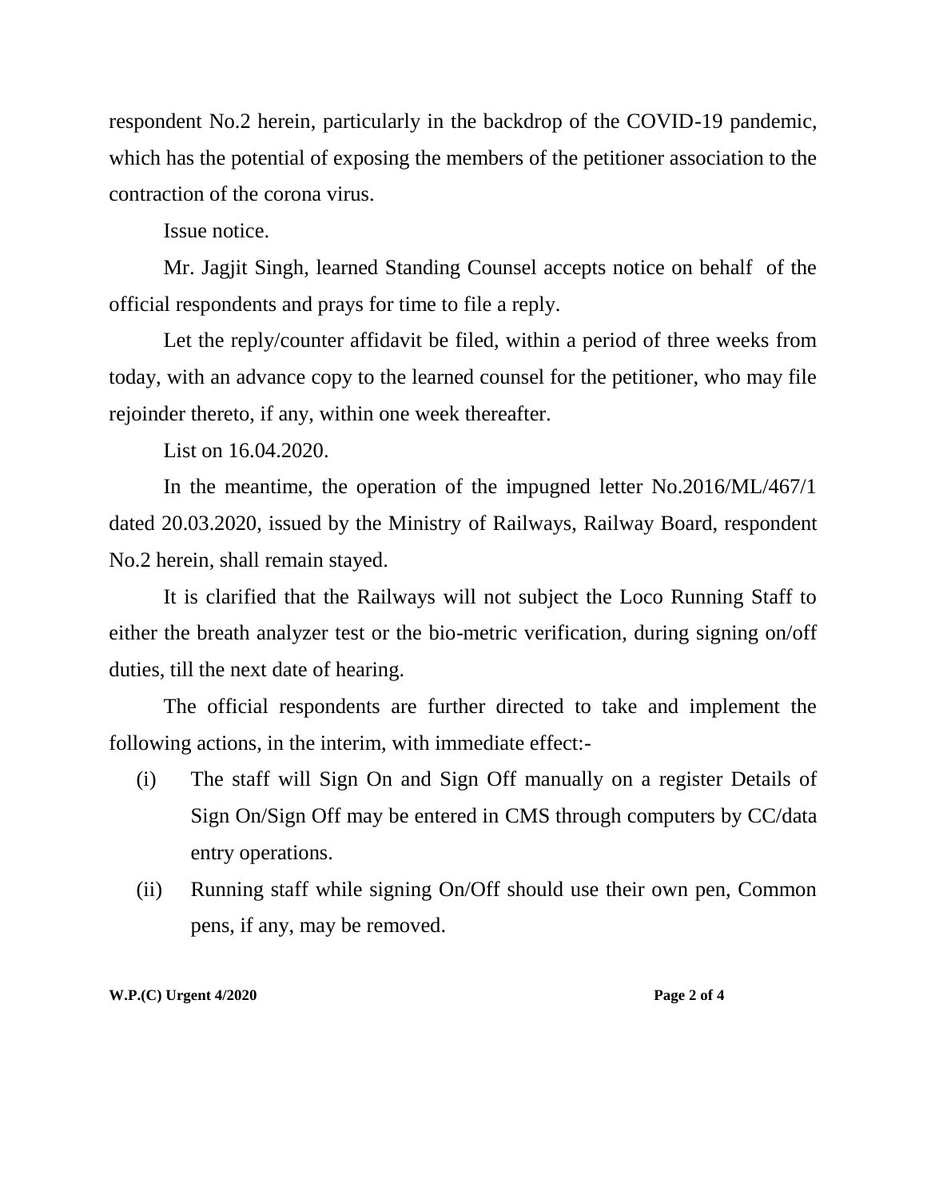respondent No.2 herein, particularly in the backdrop of the COVID-19 pandemic, which has the potential of exposing the members of the petitioner association to the contraction of the corona virus.

Issue notice.

Mr. Jagjit Singh, learned Standing Counsel accepts notice on behalf of the official respondents and prays for time to file a reply.

Let the reply/counter affidavit be filed, within a period of three weeks from today, with an advance copy to the learned counsel for the petitioner, who may file rejoinder thereto, if any, within one week thereafter.

List on 16.04.2020.

In the meantime, the operation of the impugned letter No.2016/ML/467/1 dated 20.03.2020, issued by the Ministry of Railways, Railway Board, respondent No.2 herein, shall remain stayed.

It is clarified that the Railways will not subject the Loco Running Staff to either the breath analyzer test or the bio-metric verification, during signing on/off duties, till the next date of hearing.

The official respondents are further directed to take and implement the following actions, in the interim, with immediate effect:-

(i) The staff will Sign On and Sign Off manually on a register Details of Sign On/Sign Off may be entered in CMS through computers by CC/data entry operations.

(ii) Running staff while signing On/Off should use their own pen, Common pens, if any, may be removed.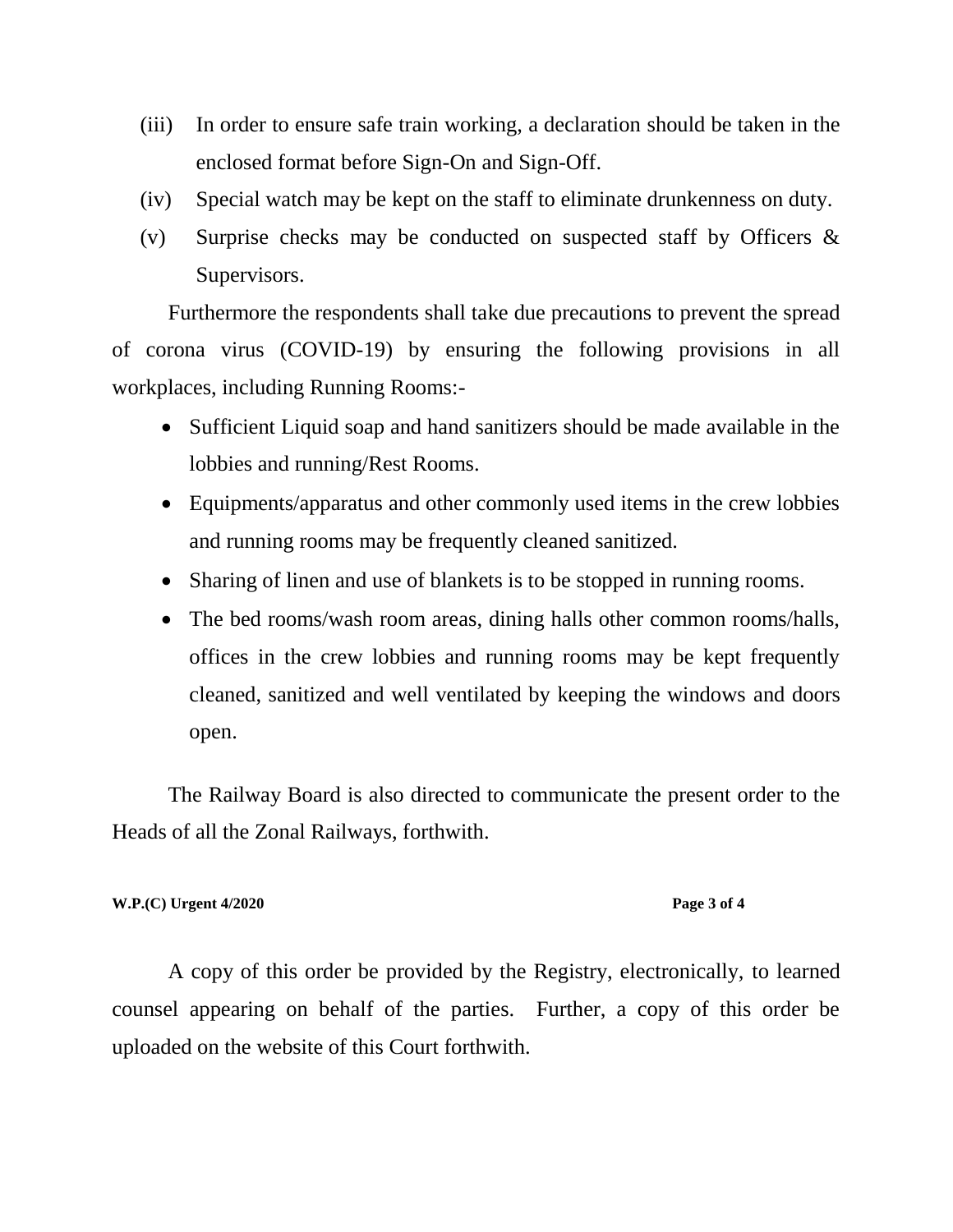(iii) In order to ensure safe train working, a declaration should be taken in the enclosed format before Sign-On and Sign-Off.

(iv) Special watch may be kept on the staff to eliminate drunkenness on duty.

(v) Surprise checks may be conducted on suspected staff by Officers & Supervisors.

Furthermore the respondents shall take due precautions to prevent the spread of corona virus (COVID-19) by ensuring the following provisions in all workplaces, including Running Rooms:-

- Sufficient Liquid soap and hand sanitizers should be made available in the lobbies and running/Rest Rooms.
- Equipments/apparatus and other commonly used items in the crew lobbies and running rooms may be frequently cleaned sanitized.
- Sharing of linen and use of blankets is to be stopped in running rooms.
- The bed rooms/wash room areas, dining halls other common rooms/halls, offices in the crew lobbies and running rooms may be kept frequently cleaned, sanitized and well ventilated by keeping the windows and doors open.

The Railway Board is also directed to communicate the present order to the Heads of all the Zonal Railways, forthwith.

A copy of this order be provided by the Registry, electronically, to learned counsel appearing on behalf of the parties. Further, a copy of this order be uploaded on the website of this Court forthwith.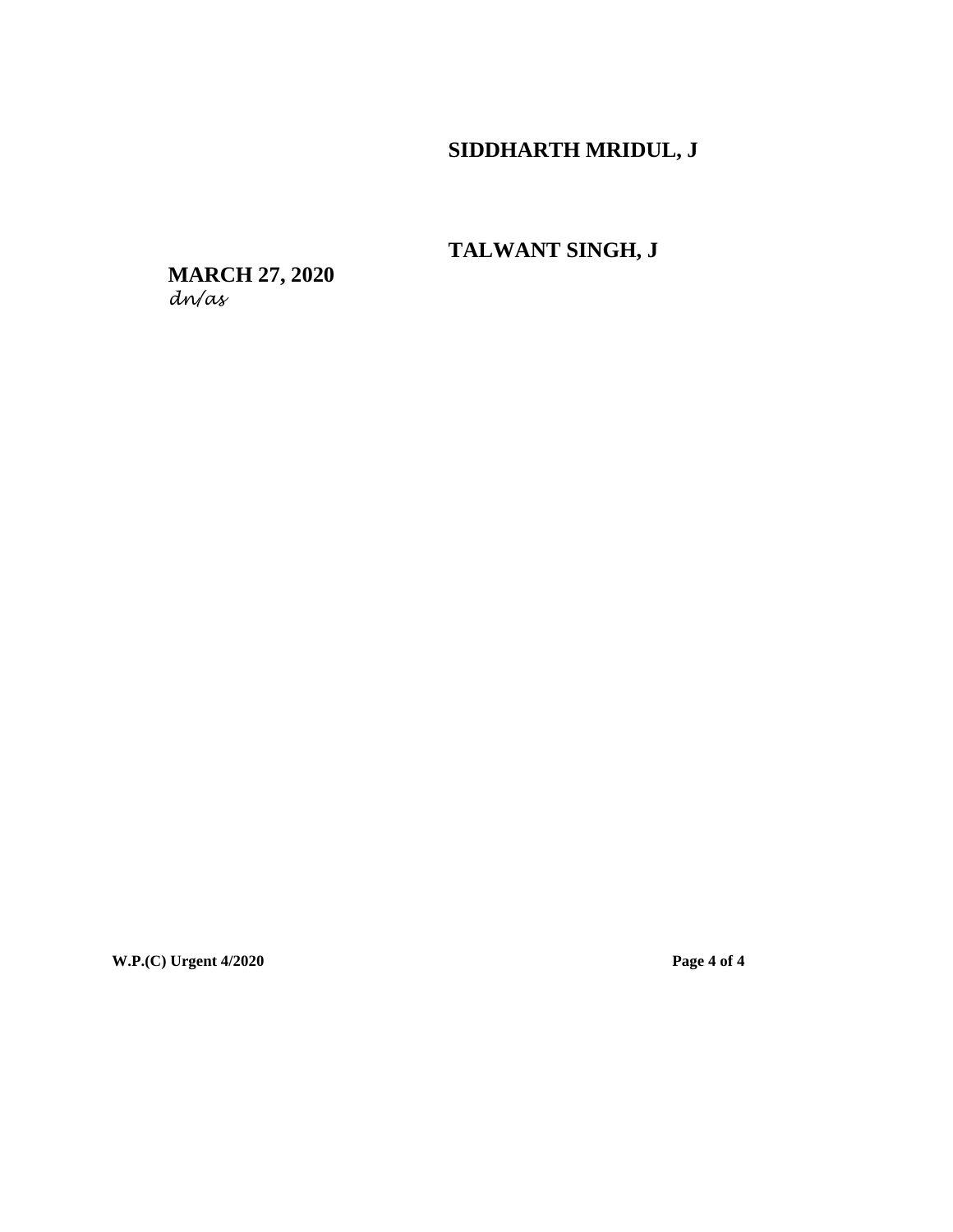**SIDDHARTH MRIDUL, J**

**TALWANT SINGH, J**

**MARCH 27, 2020**
*dn/as*